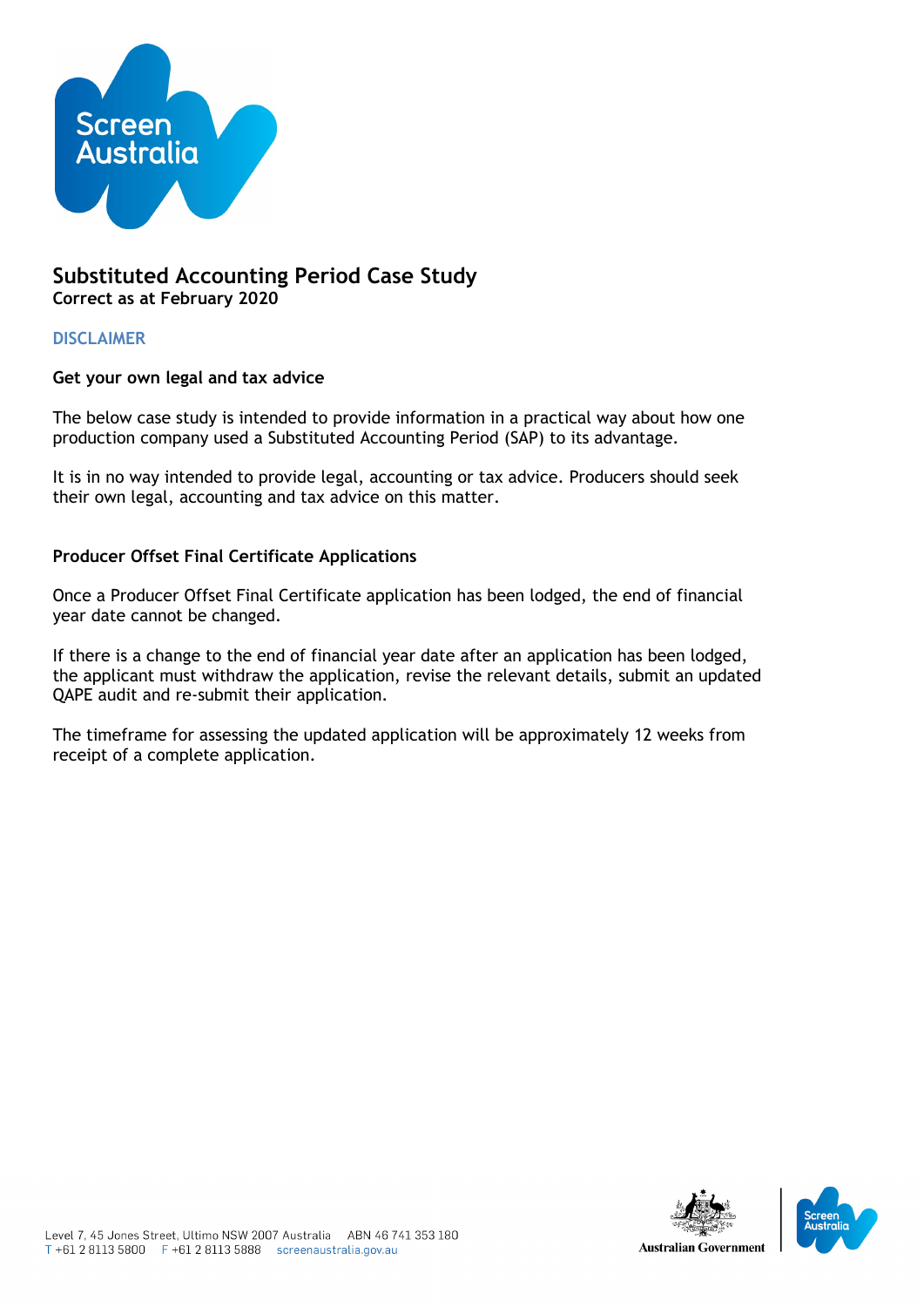# Substituted Accounting Period Case Study

**Correct as at February 2020**

## DISCLAIMER

**Get your own legal and tax advice**

The below case study is intended to provide information in a practical way about how one production company used a Substituted Accounting Period (SAP) to its advantage.

It is in no way intended to provide legal, accounting or tax advice. Producers should seek their own legal, accounting and tax advice on this matter.

**Producer Offset Final Certificate Applications**

Once a Producer Offset Final Certificate application has been lodged, the end of financial year date cannot be changed.

If there is a change to the end of financial year date after an application has been lodged, the applicant must withdraw the application, revise the relevant details, submit an updated QAPE audit and re-submit their application.

The timeframe for assessing the updated application will be approximately 12 weeks from receipt of a complete application.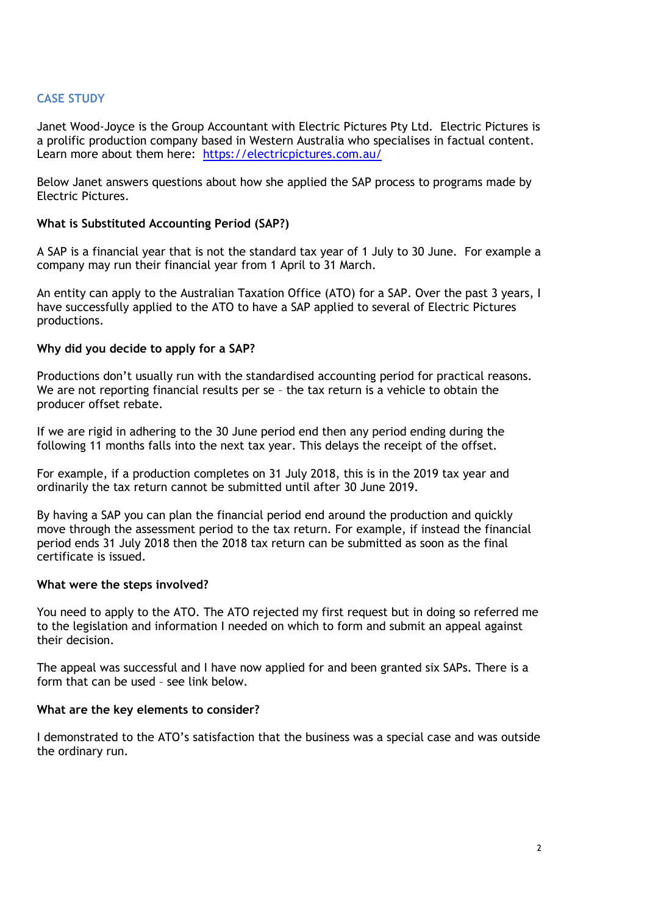## CASE STUDY

Janet Wood-Joyce is the Group Accountant with Electric Pictures Pty Ltd. Electric Pictures is a prolific production company based in Western Australia who specialises in factual content. Learn more about them here: [https://electricpictures.com.au/](https://electricpictures.com.au/)

Below Janet answers questions about how she applied the SAP process to programs made by Electric Pictures.

**What is Substituted Accounting Period (SAP?)**

A SAP is a financial year that is not the standard tax year of 1 July to 30 June. For example a company may run their financial year from 1 April to 31 March.

An entity can apply to the Australian Taxation Office (ATO) for a SAP. Over the past 3 years, I have successfully applied to the ATO to have a SAP applied to several of Electric Pictures productions.

**Why did you decide to apply for a SAP?**

Productions don't usually run with the standardised accounting period for practical reasons. We are not reporting financial results per se – the tax return is a vehicle to obtain the producer offset rebate.

If we are rigid in adhering to the 30 June period end then any period ending during the following 11 months falls into the next tax year. This delays the receipt of the offset.

For example, if a production completes on 31 July 2018, this is in the 2019 tax year and ordinarily the tax return cannot be submitted until after 30 June 2019.

By having a SAP you can plan the financial period end around the production and quickly move through the assessment period to the tax return. For example, if instead the financial period ends 31 July 2018 then the 2018 tax return can be submitted as soon as the final certificate is issued.

**What were the steps involved?**

You need to apply to the ATO. The ATO rejected my first request but in doing so referred me to the legislation and information I needed on which to form and submit an appeal against their decision.

The appeal was successful and I have now applied for and been granted six SAPs. There is a form that can be used – see link below.

**What are the key elements to consider?**

I demonstrated to the ATO's satisfaction that the business was a special case and was outside the ordinary run.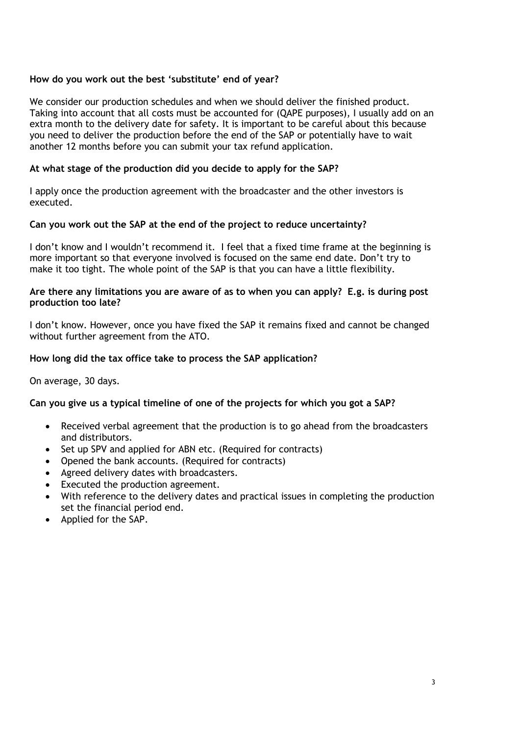**How do you work out the best 'substitute' end of year?**

We consider our production schedules and when we should deliver the finished product. Taking into account that all costs must be accounted for (QAPE purposes), I usually add on an extra month to the delivery date for safety. It is important to be careful about this because you need to deliver the production before the end of the SAP or potentially have to wait another 12 months before you can submit your tax refund application.

**At what stage of the production did you decide to apply for the SAP?**

I apply once the production agreement with the broadcaster and the other investors is executed.

**Can you work out the SAP at the end of the project to reduce uncertainty?**

I don't know and I wouldn't recommend it. I feel that a fixed time frame at the beginning is more important so that everyone involved is focused on the same end date. Don't try to make it too tight. The whole point of the SAP is that you can have a little flexibility.

**Are there any limitations you are aware of as to when you can apply? E.g. is during post production too late?**

I don't know. However, once you have fixed the SAP it remains fixed and cannot be changed without further agreement from the ATO.

**How long did the tax office take to process the SAP application?**

On average, 30 days.

**Can you give us a typical timeline of one of the projects for which you got a SAP?**

- Received verbal agreement that the production is to go ahead from the broadcasters and distributors.
- Set up SPV and applied for ABN etc. (Required for contracts)
- Opened the bank accounts. (Required for contracts)
- Agreed delivery dates with broadcasters.
- Executed the production agreement.
- With reference to the delivery dates and practical issues in completing the production set the financial period end.
- Applied for the SAP.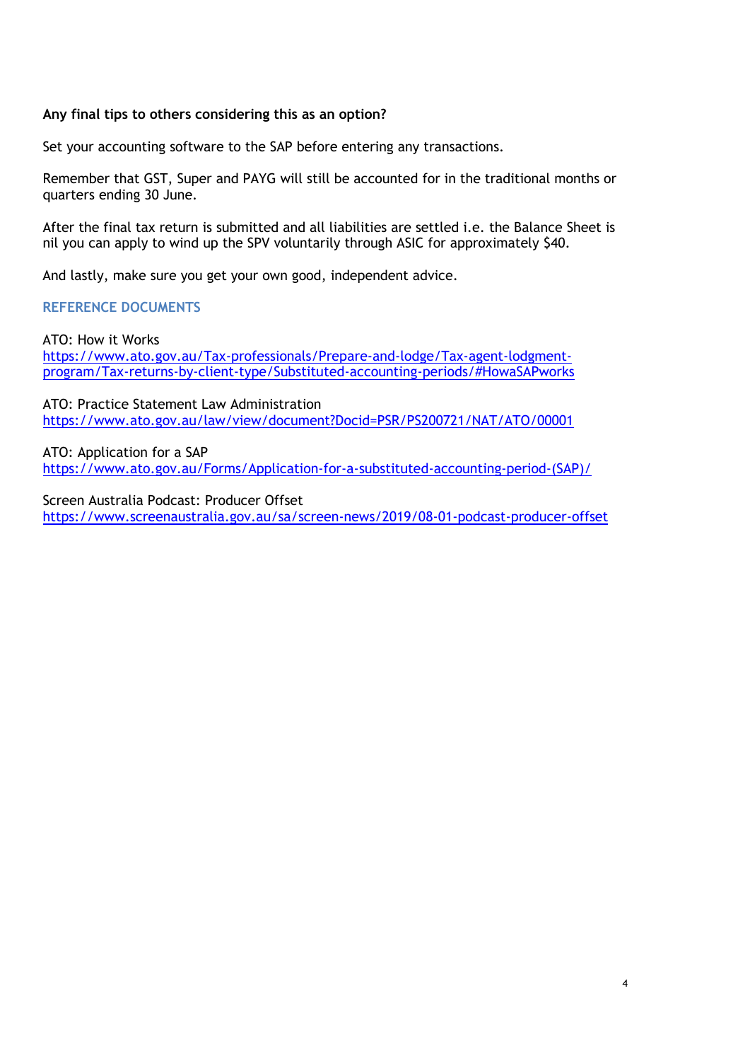**Any final tips to others considering this as an option?**

Set your accounting software to the SAP before entering any transactions.

Remember that GST, Super and PAYG will still be accounted for in the traditional months or quarters ending 30 June.

After the final tax return is submitted and all liabilities are settled i.e. the Balance Sheet is nil you can apply to wind up the SPV voluntarily through ASIC for approximately $40.

And lastly, make sure you get your own good, independent advice.

## REFERENCE DOCUMENTS

ATO: How it Works
https://www.ato.gov.au/Tax-professionals/Prepare-and-lodge/Tax-agent-lodgment-program/Tax-returns-by-client-type/Substituted-accounting-periods/#HowaSAPworks

ATO: Practice Statement Law Administration
https://www.ato.gov.au/law/view/document?Docid=PSR/PS200721/NAT/ATO/00001

ATO: Application for a SAP
https://www.ato.gov.au/Forms/Application-for-a-substituted-accounting-period-(SAP)/

Screen Australia Podcast: Producer Offset
https://www.screenaustralia.gov.au/sa/screen-news/2019/08-01-podcast-producer-offset